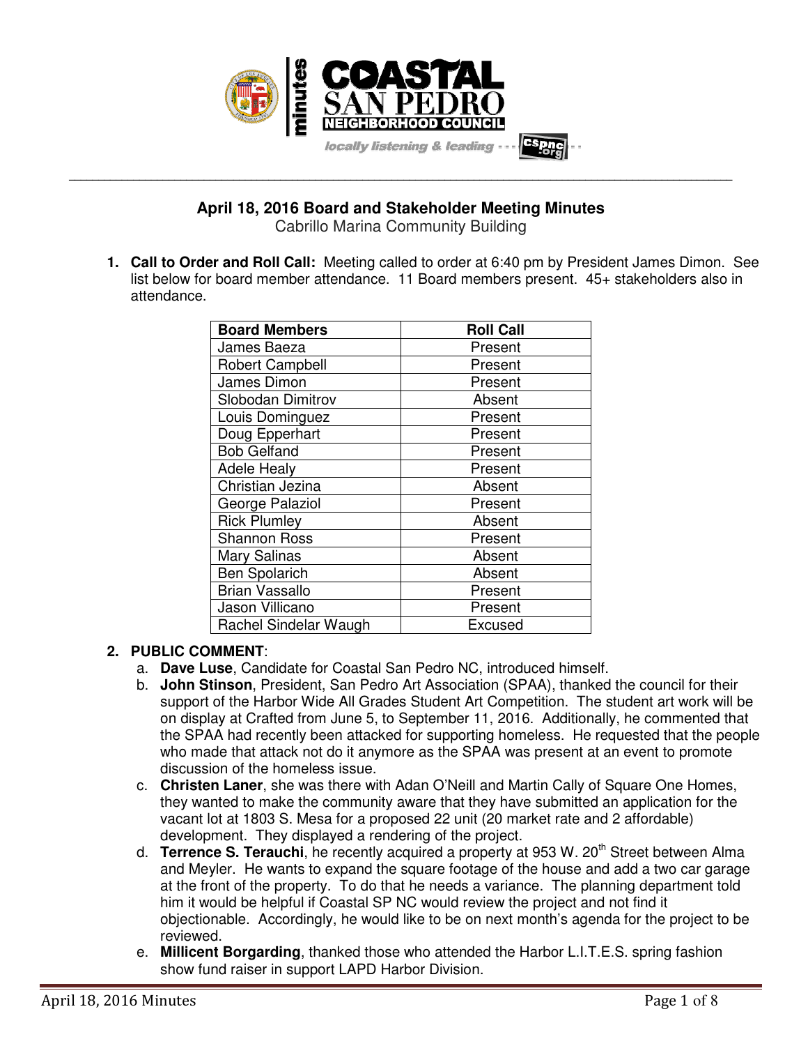# April 18, 2016 Board and Stakeholder Meeting Minutes

Cabrillo Marina Community Building

1. **Call to Order and Roll Call:** Meeting called to order at 6:40 pm by President James Dimon. See list below for board member attendance. 11 Board members present. 45+ stakeholders also in attendance.

| Board Members | Roll Call |
|---|---|
| James Baeza | Present |
| Robert Campbell | Present |
| James Dimon | Present |
| Slobodan Dimitrov | Absent |
| Louis Dominguez | Present |
| Doug Epperhart | Present |
| Bob Gelfand | Present |
| Adele Healy | Present |
| Christian Jezina | Absent |
| George Palaziol | Present |
| Rick Plumley | Absent |
| Shannon Ross | Present |
| Mary Salinas | Absent |
| Ben Spolarich | Absent |
| Brian Vassallo | Present |
| Jason Villicano | Present |
| Rachel Sindelar Waugh | Excused |

2. **PUBLIC COMMENT**:
   a. **Dave Luse**, Candidate for Coastal San Pedro NC, introduced himself.
   b. **John Stinson**, President, San Pedro Art Association (SPAA), thanked the council for their support of the Harbor Wide All Grades Student Art Competition. The student art work will be on display at Crafted from June 5, to September 11, 2016. Additionally, he commented that the SPAA had recently been attacked for supporting homeless. He requested that the people who made that attack not do it anymore as the SPAA was present at an event to promote discussion of the homeless issue.
   c. **Christen Laner**, she was there with Adan O'Neill and Martin Cally of Square One Homes, they wanted to make the community aware that they have submitted an application for the vacant lot at 1803 S. Mesa for a proposed 22 unit (20 market rate and 2 affordable) development. They displayed a rendering of the project.
   d. **Terrence S. Terauchi**, he recently acquired a property at 953 W. 20th Street between Alma and Meyler. He wants to expand the square footage of the house and add a two car garage at the front of the property. To do that he needs a variance. The planning department told him it would be helpful if Coastal SP NC would review the project and not find it objectionable. Accordingly, he would like to be on next month's agenda for the project to be reviewed.
   e. **Millicent Borgarding**, thanked those who attended the Harbor L.I.T.E.S. spring fashion show fund raiser in support LAPD Harbor Division.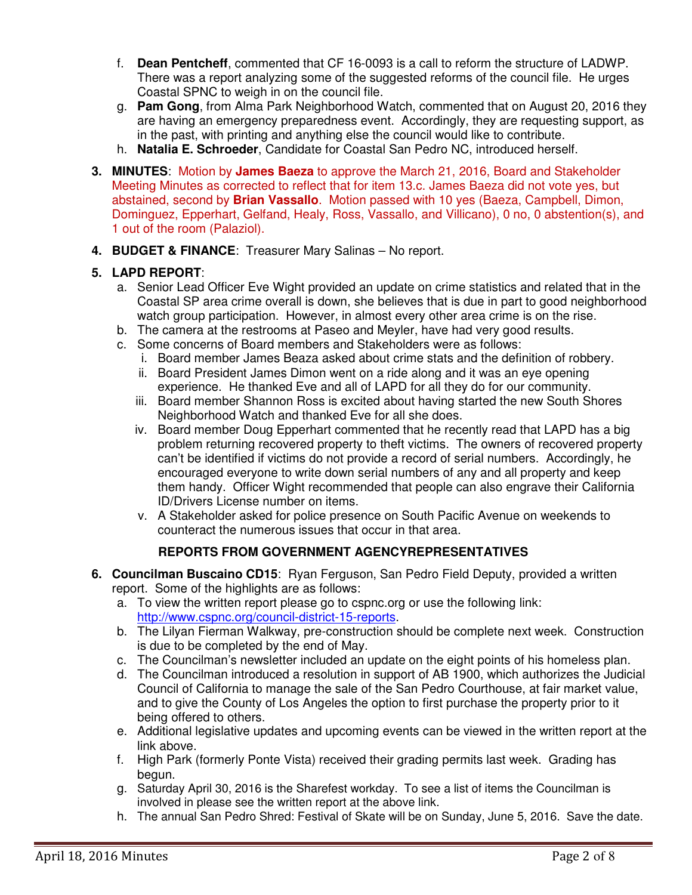f. **Dean Pentcheff**, commented that CF 16-0093 is a call to reform the structure of LADWP. There was a report analyzing some of the suggested reforms of the council file. He urges Coastal SPNC to weigh in on the council file.

g. **Pam Gong**, from Alma Park Neighborhood Watch, commented that on August 20, 2016 they are having an emergency preparedness event. Accordingly, they are requesting support, as in the past, with printing and anything else the council would like to contribute.

h. **Natalia E. Schroeder**, Candidate for Coastal San Pedro NC, introduced herself.

3. **MINUTES**: Motion by **James Baeza** to approve the March 21, 2016, Board and Stakeholder Meeting Minutes as corrected to reflect that for item 13.c. James Baeza did not vote yes, but abstained, second by **Brian Vassallo**. Motion passed with 10 yes (Baeza, Campbell, Dimon, Dominguez, Epperhart, Gelfand, Healy, Ross, Vassallo, and Villicano), 0 no, 0 abstention(s), and 1 out of the room (Palaziol).

4. **BUDGET & FINANCE**: Treasurer Mary Salinas – No report.

5. **LAPD REPORT**:
   a. Senior Lead Officer Eve Wight provided an update on crime statistics and related that in the Coastal SP area crime overall is down, she believes that is due in part to good neighborhood watch group participation. However, in almost every other area crime is on the rise.
   b. The camera at the restrooms at Paseo and Meyler, have had very good results.
   c. Some concerns of Board members and Stakeholders were as follows:
      i. Board member James Beaza asked about crime stats and the definition of robbery.
      ii. Board President James Dimon went on a ride along and it was an eye opening experience. He thanked Eve and all of LAPD for all they do for our community.
      iii. Board member Shannon Ross is excited about having started the new South Shores Neighborhood Watch and thanked Eve for all she does.
      iv. Board member Doug Epperhart commented that he recently read that LAPD has a big problem returning recovered property to theft victims. The owners of recovered property can't be identified if victims do not provide a record of serial numbers. Accordingly, he encouraged everyone to write down serial numbers of any and all property and keep them handy. Officer Wight recommended that people can also engrave their California ID/Drivers License number on items.
      v. A Stakeholder asked for police presence on South Pacific Avenue on weekends to counteract the numerous issues that occur in that area.

### REPORTS FROM GOVERNMENT AGENCYREPRESENTATIVES

6. **Councilman Buscaino CD15**: Ryan Ferguson, San Pedro Field Deputy, provided a written report. Some of the highlights are as follows:
   a. To view the written report please go to cspnc.org or use the following link: http://www.cspnc.org/council-district-15-reports.
   b. The Lilyan Fierman Walkway, pre-construction should be complete next week. Construction is due to be completed by the end of May.
   c. The Councilman's newsletter included an update on the eight points of his homeless plan.
   d. The Councilman introduced a resolution in support of AB 1900, which authorizes the Judicial Council of California to manage the sale of the San Pedro Courthouse, at fair market value, and to give the County of Los Angeles the option to first purchase the property prior to it being offered to others.
   e. Additional legislative updates and upcoming events can be viewed in the written report at the link above.
   f. High Park (formerly Ponte Vista) received their grading permits last week. Grading has begun.
   g. Saturday April 30, 2016 is the Sharefest workday. To see a list of items the Councilman is involved in please see the written report at the above link.
   h. The annual San Pedro Shred: Festival of Skate will be on Sunday, June 5, 2016. Save the date.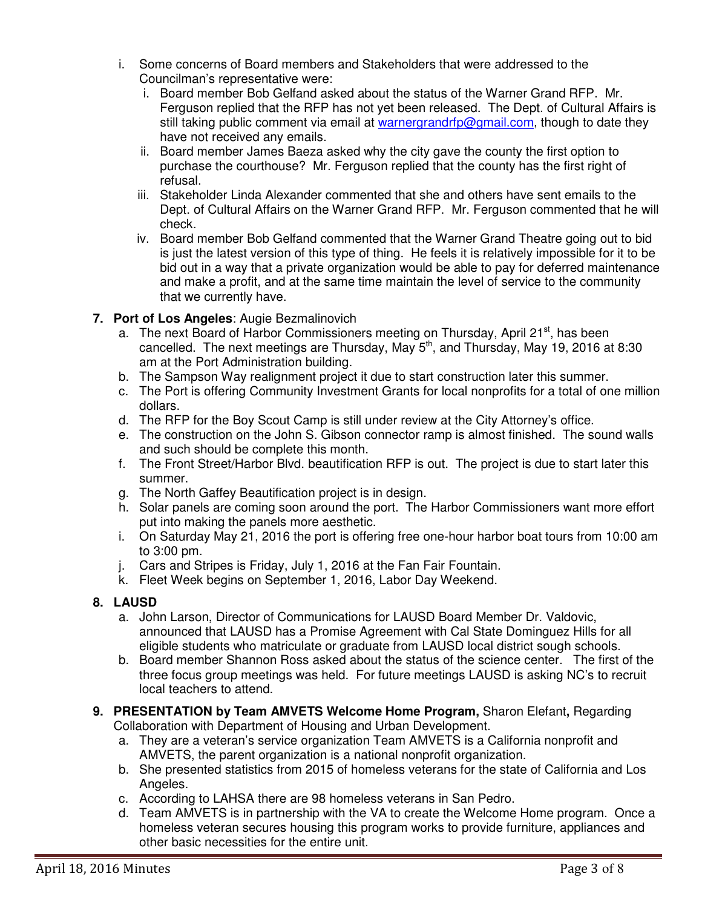i. Some concerns of Board members and Stakeholders that were addressed to the Councilman's representative were:
   i. Board member Bob Gelfand asked about the status of the Warner Grand RFP. Mr. Ferguson replied that the RFP has not yet been released. The Dept. of Cultural Affairs is still taking public comment via email at warnergrandrfp@gmail.com, though to date they have not received any emails.
   ii. Board member James Baeza asked why the city gave the county the first option to purchase the courthouse? Mr. Ferguson replied that the county has the first right of refusal.
   iii. Stakeholder Linda Alexander commented that she and others have sent emails to the Dept. of Cultural Affairs on the Warner Grand RFP. Mr. Ferguson commented that he will check.
   iv. Board member Bob Gelfand commented that the Warner Grand Theatre going out to bid is just the latest version of this type of thing. He feels it is relatively impossible for it to be bid out in a way that a private organization would be able to pay for deferred maintenance and make a profit, and at the same time maintain the level of service to the community that we currently have.

7. **Port of Los Angeles**: Augie Bezmalinovich
   a. The next Board of Harbor Commissioners meeting on Thursday, April 21st, has been cancelled. The next meetings are Thursday, May 5th, and Thursday, May 19, 2016 at 8:30 am at the Port Administration building.
   b. The Sampson Way realignment project it due to start construction later this summer.
   c. The Port is offering Community Investment Grants for local nonprofits for a total of one million dollars.
   d. The RFP for the Boy Scout Camp is still under review at the City Attorney's office.
   e. The construction on the John S. Gibson connector ramp is almost finished. The sound walls and such should be complete this month.
   f. The Front Street/Harbor Blvd. beautification RFP is out. The project is due to start later this summer.
   g. The North Gaffey Beautification project is in design.
   h. Solar panels are coming soon around the port. The Harbor Commissioners want more effort put into making the panels more aesthetic.
   i. On Saturday May 21, 2016 the port is offering free one-hour harbor boat tours from 10:00 am to 3:00 pm.
   j. Cars and Stripes is Friday, July 1, 2016 at the Fan Fair Fountain.
   k. Fleet Week begins on September 1, 2016, Labor Day Weekend.

8. **LAUSD**
   a. John Larson, Director of Communications for LAUSD Board Member Dr. Valdovic, announced that LAUSD has a Promise Agreement with Cal State Dominguez Hills for all eligible students who matriculate or graduate from LAUSD local district sough schools.
   b. Board member Shannon Ross asked about the status of the science center. The first of the three focus group meetings was held. For future meetings LAUSD is asking NC's to recruit local teachers to attend.

9. **PRESENTATION by Team AMVETS Welcome Home Program,** Sharon Elefant**,** Regarding Collaboration with Department of Housing and Urban Development.
   a. They are a veteran's service organization Team AMVETS is a California nonprofit and AMVETS, the parent organization is a national nonprofit organization.
   b. She presented statistics from 2015 of homeless veterans for the state of California and Los Angeles.
   c. According to LAHSA there are 98 homeless veterans in San Pedro.
   d. Team AMVETS is in partnership with the VA to create the Welcome Home program. Once a homeless veteran secures housing this program works to provide furniture, appliances and other basic necessities for the entire unit.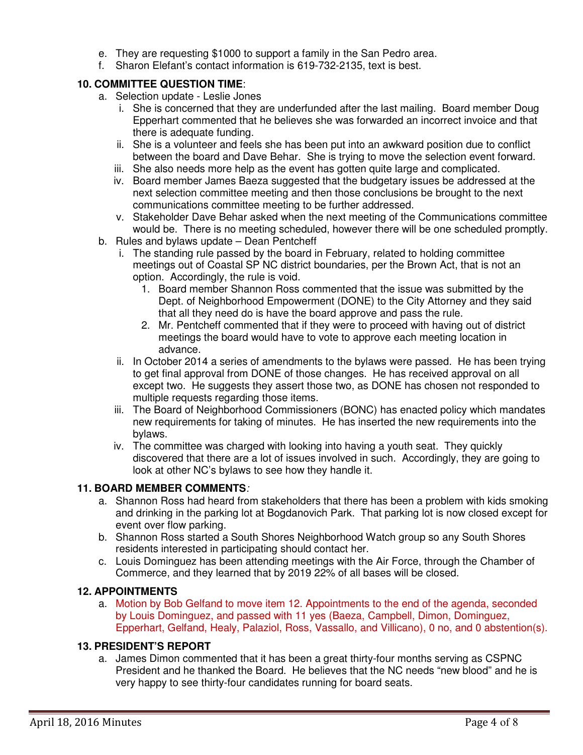e. They are requesting $1000 to support a family in the San Pedro area.
f. Sharon Elefant's contact information is 619-732-2135, text is best.

**10. COMMITTEE QUESTION TIME**:

a. Selection update - Leslie Jones
   i. She is concerned that they are underfunded after the last mailing. Board member Doug Epperhart commented that he believes she was forwarded an incorrect invoice and that there is adequate funding.
   ii. She is a volunteer and feels she has been put into an awkward position due to conflict between the board and Dave Behar. She is trying to move the selection event forward.
   iii. She also needs more help as the event has gotten quite large and complicated.
   iv. Board member James Baeza suggested that the budgetary issues be addressed at the next selection committee meeting and then those conclusions be brought to the next communications committee meeting to be further addressed.
   v. Stakeholder Dave Behar asked when the next meeting of the Communications committee would be. There is no meeting scheduled, however there will be one scheduled promptly.

b. Rules and bylaws update – Dean Pentcheff
   i. The standing rule passed by the board in February, related to holding committee meetings out of Coastal SP NC district boundaries, per the Brown Act, that is not an option. Accordingly, the rule is void.
      1. Board member Shannon Ross commented that the issue was submitted by the Dept. of Neighborhood Empowerment (DONE) to the City Attorney and they said that all they need do is have the board approve and pass the rule.
      2. Mr. Pentcheff commented that if they were to proceed with having out of district meetings the board would have to vote to approve each meeting location in advance.
   ii. In October 2014 a series of amendments to the bylaws were passed. He has been trying to get final approval from DONE of those changes. He has received approval on all except two. He suggests they assert those two, as DONE has chosen not responded to multiple requests regarding those items.
   iii. The Board of Neighborhood Commissioners (BONC) has enacted policy which mandates new requirements for taking of minutes. He has inserted the new requirements into the bylaws.
   iv. The committee was charged with looking into having a youth seat. They quickly discovered that there are a lot of issues involved in such. Accordingly, they are going to look at other NC's bylaws to see how they handle it.

**11. BOARD MEMBER COMMENTS***:*

a. Shannon Ross had heard from stakeholders that there has been a problem with kids smoking and drinking in the parking lot at Bogdanovich Park. That parking lot is now closed except for event over flow parking.
b. Shannon Ross started a South Shores Neighborhood Watch group so any South Shores residents interested in participating should contact her.
c. Louis Dominguez has been attending meetings with the Air Force, through the Chamber of Commerce, and they learned that by 2019 22% of all bases will be closed.

**12. APPOINTMENTS**

a. Motion by Bob Gelfand to move item 12. Appointments to the end of the agenda, seconded by Louis Dominguez, and passed with 11 yes (Baeza, Campbell, Dimon, Dominguez, Epperhart, Gelfand, Healy, Palaziol, Ross, Vassallo, and Villicano), 0 no, and 0 abstention(s).

**13. PRESIDENT'S REPORT**

a. James Dimon commented that it has been a great thirty-four months serving as CSPNC President and he thanked the Board. He believes that the NC needs "new blood" and he is very happy to see thirty-four candidates running for board seats.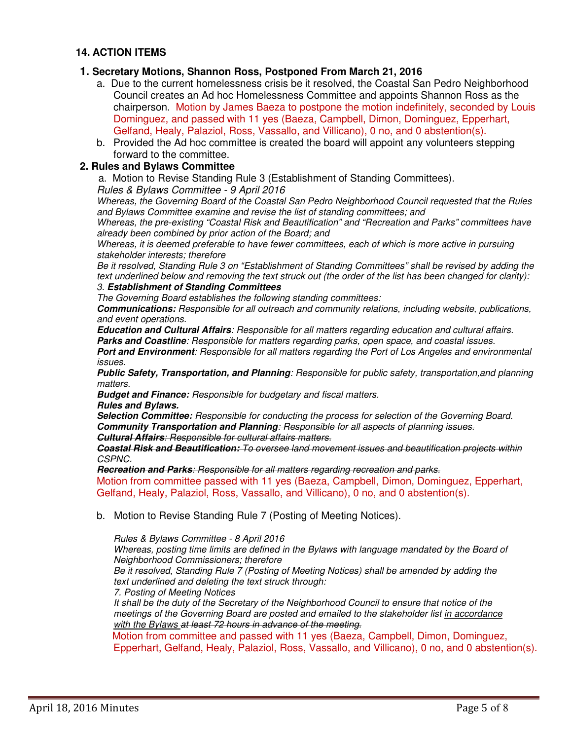### 14. ACTION ITEMS

**1. Secretary Motions, Shannon Ross, Postponed From March 21, 2016**

a. Due to the current homelessness crisis be it resolved, the Coastal San Pedro Neighborhood Council creates an Ad hoc Homelessness Committee and appoints Shannon Ross as the chairperson. Motion by James Baeza to postpone the motion indefinitely, seconded by Louis Dominguez, and passed with 11 yes (Baeza, Campbell, Dimon, Dominguez, Epperhart, Gelfand, Healy, Palaziol, Ross, Vassallo, and Villicano), 0 no, and 0 abstention(s).

b. Provided the Ad hoc committee is created the board will appoint any volunteers stepping forward to the committee.

**2. Rules and Bylaws Committee**

a. Motion to Revise Standing Rule 3 (Establishment of Standing Committees).

*Rules & Bylaws Committee - 9 April 2016*

*Whereas, the Governing Board of the Coastal San Pedro Neighborhood Council requested that the Rules and Bylaws Committee examine and revise the list of standing committees; and*

*Whereas, the pre-existing "Coastal Risk and Beautification" and "Recreation and Parks" committees have already been combined by prior action of the Board; and*

*Whereas, it is deemed preferable to have fewer committees, each of which is more active in pursuing stakeholder interests; therefore*

*Be it resolved, Standing Rule 3 on "Establishment of Standing Committees" shall be revised by adding the text underlined below and removing the text struck out (the order of the list has been changed for clarity):*

*3. **Establishment of Standing Committees***

*The Governing Board establishes the following standing committees:*

***Communications:** Responsible for all outreach and community relations, including website, publications, and event operations.*

***Education and Cultural Affairs**: Responsible for all matters regarding education and cultural affairs.*

***Parks and Coastline**: Responsible for matters regarding parks, open space, and coastal issues.*

***Port and Environment**: Responsible for all matters regarding the Port of Los Angeles and environmental issues.*

***Public Safety, Transportation, and Planning**: Responsible for public safety, transportation,and planning matters.*

***Budget and Finance:** Responsible for budgetary and fiscal matters.*

***Rules and Bylaws.***

***Selection Committee:** Responsible for conducting the process for selection of the Governing Board.*

~~***Community Transportation and Planning**: Responsible for all aspects of planning issues.*~~

~~***Cultural Affairs**: Responsible for cultural affairs matters.*~~

~~***Coastal Risk and Beautification:** To oversee land movement issues and beautification projects within CSPNC.*~~

~~***Recreation and Parks**: Responsible for all matters regarding recreation and parks.*~~

Motion from committee passed with 11 yes (Baeza, Campbell, Dimon, Dominguez, Epperhart, Gelfand, Healy, Palaziol, Ross, Vassallo, and Villicano), 0 no, and 0 abstention(s).

b. Motion to Revise Standing Rule 7 (Posting of Meeting Notices).

*Rules & Bylaws Committee - 8 April 2016*

*Whereas, posting time limits are defined in the Bylaws with language mandated by the Board of Neighborhood Commissioners; therefore*

*Be it resolved, Standing Rule 7 (Posting of Meeting Notices) shall be amended by adding the text underlined and deleting the text struck through:*

*7. Posting of Meeting Notices*

*It shall be the duty of the Secretary of the Neighborhood Council to ensure that notice of the meetings of the Governing Board are posted and emailed to the stakeholder list <u>in accordance with the Bylaws</u> ~~at least 72 hours in advance of the meeting.~~*

Motion from committee and passed with 11 yes (Baeza, Campbell, Dimon, Dominguez, Epperhart, Gelfand, Healy, Palaziol, Ross, Vassallo, and Villicano), 0 no, and 0 abstention(s).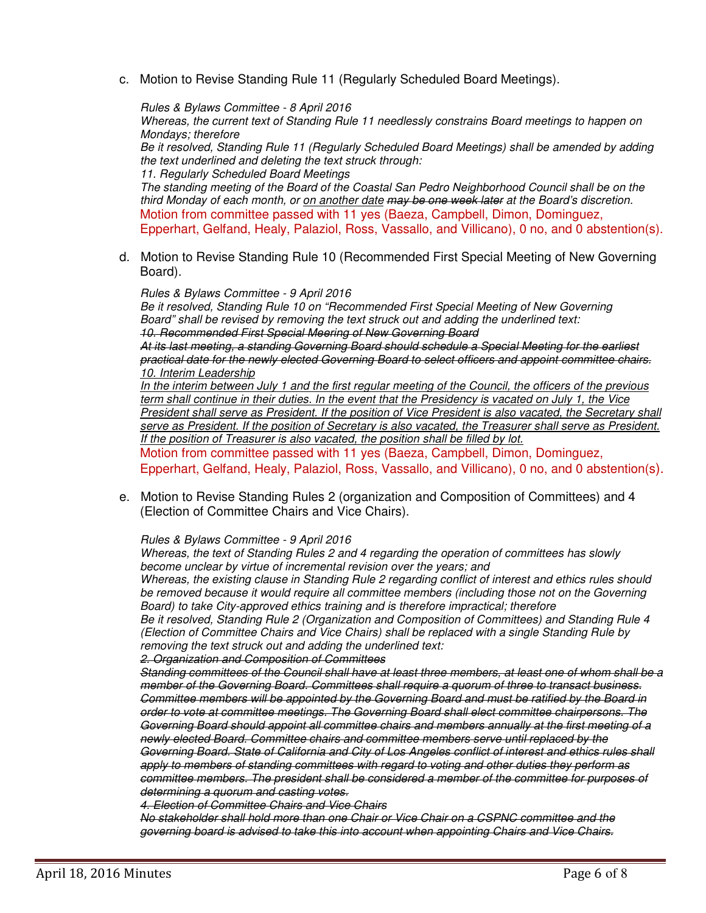c. Motion to Revise Standing Rule 11 (Regularly Scheduled Board Meetings).

*Rules & Bylaws Committee - 8 April 2016*
*Whereas, the current text of Standing Rule 11 needlessly constrains Board meetings to happen on Mondays; therefore*
*Be it resolved, Standing Rule 11 (Regularly Scheduled Board Meetings) shall be amended by adding the text underlined and deleting the text struck through:*
*11. Regularly Scheduled Board Meetings*
*The standing meeting of the Board of the Coastal San Pedro Neighborhood Council shall be on the third Monday of each month, or <u>on another date</u> ~~may be one week later~~ at the Board's discretion.*
Motion from committee passed with 11 yes (Baeza, Campbell, Dimon, Dominguez, Epperhart, Gelfand, Healy, Palaziol, Ross, Vassallo, and Villicano), 0 no, and 0 abstention(s).

d. Motion to Revise Standing Rule 10 (Recommended First Special Meeting of New Governing Board).

*Rules & Bylaws Committee - 9 April 2016*
*Be it resolved, Standing Rule 10 on "Recommended First Special Meeting of New Governing Board" shall be revised by removing the text struck out and adding the underlined text:*
*~~10. Recommended First Special Meering of New Governing Board~~*
*~~At its last meeting, a standing Governing Board should schedule a Special Meeting for the earliest practical date for the newly elected Governing Board to select officers and appoint committee chairs.~~*
*<u>10. Interim Leadership</u>*
*<u>In the interim between July 1 and the first regular meeting of the Council, the officers of the previous term shall continue in their duties. In the event that the Presidency is vacated on July 1, the Vice President shall serve as President. If the position of Vice President is also vacated, the Secretary shall serve as President. If the position of Secretary is also vacated, the Treasurer shall serve as President. If the position of Treasurer is also vacated, the position shall be filled by lot.</u>*
Motion from committee passed with 11 yes (Baeza, Campbell, Dimon, Dominguez, Epperhart, Gelfand, Healy, Palaziol, Ross, Vassallo, and Villicano), 0 no, and 0 abstention(s).

e. Motion to Revise Standing Rules 2 (organization and Composition of Committees) and 4 (Election of Committee Chairs and Vice Chairs).

*Rules & Bylaws Committee - 9 April 2016*
*Whereas, the text of Standing Rules 2 and 4 regarding the operation of committees has slowly become unclear by virtue of incremental revision over the years; and*
*Whereas, the existing clause in Standing Rule 2 regarding conflict of interest and ethics rules should be removed because it would require all committee members (including those not on the Governing Board) to take City-approved ethics training and is therefore impractical; therefore*
*Be it resolved, Standing Rule 2 (Organization and Composition of Committees) and Standing Rule 4 (Election of Committee Chairs and Vice Chairs) shall be replaced with a single Standing Rule by removing the text struck out and adding the underlined text:*
*~~2. Organization and Composition of Committees~~*
*~~Standing committees of the Council shall have at least three members, at least one of whom shall be a member of the Governing Board. Committees shall require a quorum of three to transact business. Committee members will be appointed by the Governing Board and must be ratified by the Board in order to vote at committee meetings. The Governing Board shall elect committee chairpersons. The Governing Board should appoint all committee chairs and members annually at the first meeting of a newly elected Board. Committee chairs and committee members serve until replaced by the Governing Board. State of California and City of Los Angeles conflict of interest and ethics rules shall apply to members of standing committees with regard to voting and other duties they perform as committee members. The president shall be considered a member of the committee for purposes of determining a quorum and casting votes.~~*
*~~4. Election of Committee Chairs and Vice Chairs~~*
*~~No stakeholder shall hold more than one Chair or Vice Chair on a CSPNC committee and the governing board is advised to take this into account when appointing Chairs and Vice Chairs.~~*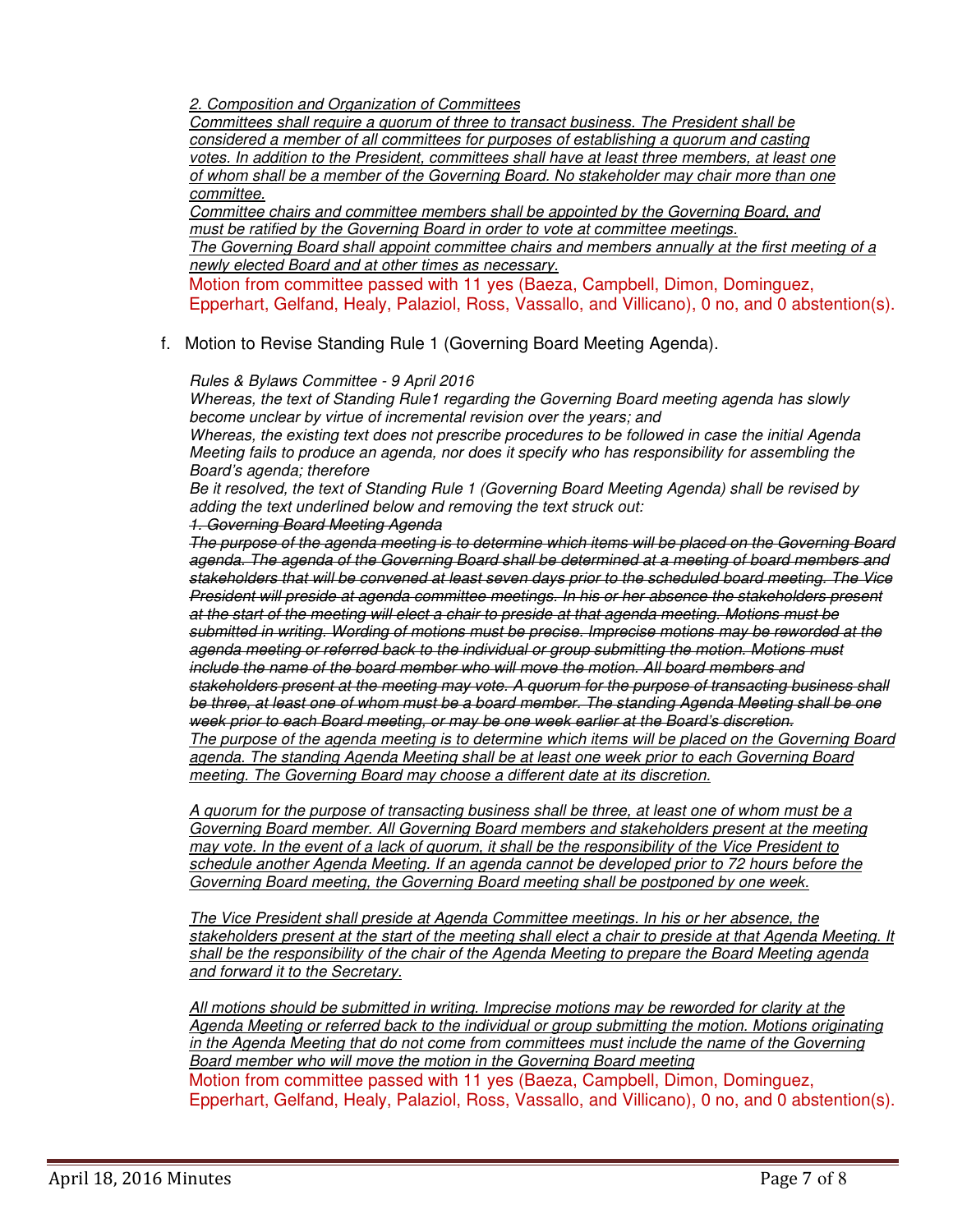*<u>2. Composition and Organization of Committees</u>*
*<u>Committees shall require a quorum of three to transact business. The President shall be considered a member of all committees for purposes of establishing a quorum and casting votes. In addition to the President, committees shall have at least three members, at least one of whom shall be a member of the Governing Board. No stakeholder may chair more than one committee.</u>*
*<u>Committee chairs and committee members shall be appointed by the Governing Board, and must be ratified by the Governing Board in order to vote at committee meetings.</u>*
*<u>The Governing Board shall appoint committee chairs and members annually at the first meeting of a newly elected Board and at other times as necessary.</u>*

Motion from committee passed with 11 yes (Baeza, Campbell, Dimon, Dominguez, Epperhart, Gelfand, Healy, Palaziol, Ross, Vassallo, and Villicano), 0 no, and 0 abstention(s).

f. Motion to Revise Standing Rule 1 (Governing Board Meeting Agenda).

*Rules & Bylaws Committee - 9 April 2016*
*Whereas, the text of Standing Rule1 regarding the Governing Board meeting agenda has slowly become unclear by virtue of incremental revision over the years; and*
*Whereas, the existing text does not prescribe procedures to be followed in case the initial Agenda Meeting fails to produce an agenda, nor does it specify who has responsibility for assembling the Board's agenda; therefore*
*Be it resolved, the text of Standing Rule 1 (Governing Board Meeting Agenda) shall be revised by adding the text underlined below and removing the text struck out:*
*~~1. Governing Board Meeting Agenda~~*
*~~The purpose of the agenda meeting is to determine which items will be placed on the Governing Board agenda. The agenda of the Governing Board shall be determined at a meeting of board members and stakeholders that will be convened at least seven days prior to the scheduled board meeting. The Vice President will preside at agenda committee meetings. In his or her absence the stakeholders present at the start of the meeting will elect a chair to preside at that agenda meeting. Motions must be submitted in writing. Wording of motions must be precise. Imprecise motions may be reworded at the agenda meeting or referred back to the individual or group submitting the motion. Motions must include the name of the board member who will move the motion. All board members and stakeholders present at the meeting may vote. A quorum for the purpose of transacting business shall be three, at least one of whom must be a board member. The standing Agenda Meeting shall be one week prior to each Board meeting, or may be one week earlier at the Board's discretion.~~*
*<u>The purpose of the agenda meeting is to determine which items will be placed on the Governing Board agenda. The standing Agenda Meeting shall be at least one week prior to each Governing Board meeting. The Governing Board may choose a different date at its discretion.</u>*

*<u>A quorum for the purpose of transacting business shall be three, at least one of whom must be a Governing Board member. All Governing Board members and stakeholders present at the meeting may vote. In the event of a lack of quorum, it shall be the responsibility of the Vice President to schedule another Agenda Meeting. If an agenda cannot be developed prior to 72 hours before the Governing Board meeting, the Governing Board meeting shall be postponed by one week.</u>*

*<u>The Vice President shall preside at Agenda Committee meetings. In his or her absence, the stakeholders present at the start of the meeting shall elect a chair to preside at that Agenda Meeting. It shall be the responsibility of the chair of the Agenda Meeting to prepare the Board Meeting agenda and forward it to the Secretary.</u>*

*<u>All motions should be submitted in writing. Imprecise motions may be reworded for clarity at the Agenda Meeting or referred back to the individual or group submitting the motion. Motions originating in the Agenda Meeting that do not come from committees must include the name of the Governing Board member who will move the motion in the Governing Board meeting</u>*

Motion from committee passed with 11 yes (Baeza, Campbell, Dimon, Dominguez, Epperhart, Gelfand, Healy, Palaziol, Ross, Vassallo, and Villicano), 0 no, and 0 abstention(s).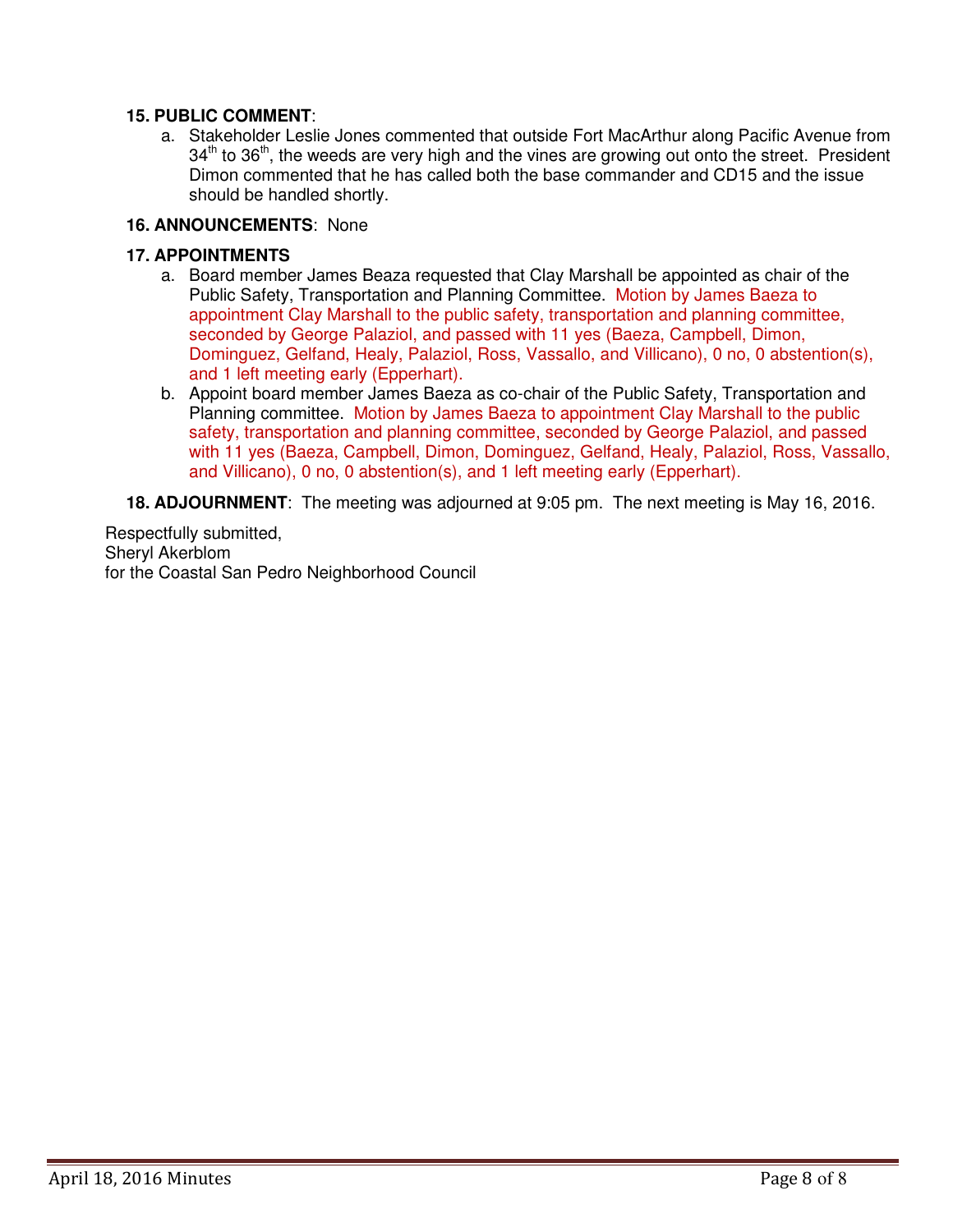**15. PUBLIC COMMENT**:

a. Stakeholder Leslie Jones commented that outside Fort MacArthur along Pacific Avenue from 34th to 36th, the weeds are very high and the vines are growing out onto the street. President Dimon commented that he has called both the base commander and CD15 and the issue should be handled shortly.

**16. ANNOUNCEMENTS**: None

**17. APPOINTMENTS**

a. Board member James Beaza requested that Clay Marshall be appointed as chair of the Public Safety, Transportation and Planning Committee. Motion by James Baeza to appointment Clay Marshall to the public safety, transportation and planning committee, seconded by George Palaziol, and passed with 11 yes (Baeza, Campbell, Dimon, Dominguez, Gelfand, Healy, Palaziol, Ross, Vassallo, and Villicano), 0 no, 0 abstention(s), and 1 left meeting early (Epperhart).

b. Appoint board member James Baeza as co-chair of the Public Safety, Transportation and Planning committee. Motion by James Baeza to appointment Clay Marshall to the public safety, transportation and planning committee, seconded by George Palaziol, and passed with 11 yes (Baeza, Campbell, Dimon, Dominguez, Gelfand, Healy, Palaziol, Ross, Vassallo, and Villicano), 0 no, 0 abstention(s), and 1 left meeting early (Epperhart).

**18. ADJOURNMENT**: The meeting was adjourned at 9:05 pm. The next meeting is May 16, 2016.

Respectfully submitted,
Sheryl Akerblom
for the Coastal San Pedro Neighborhood Council